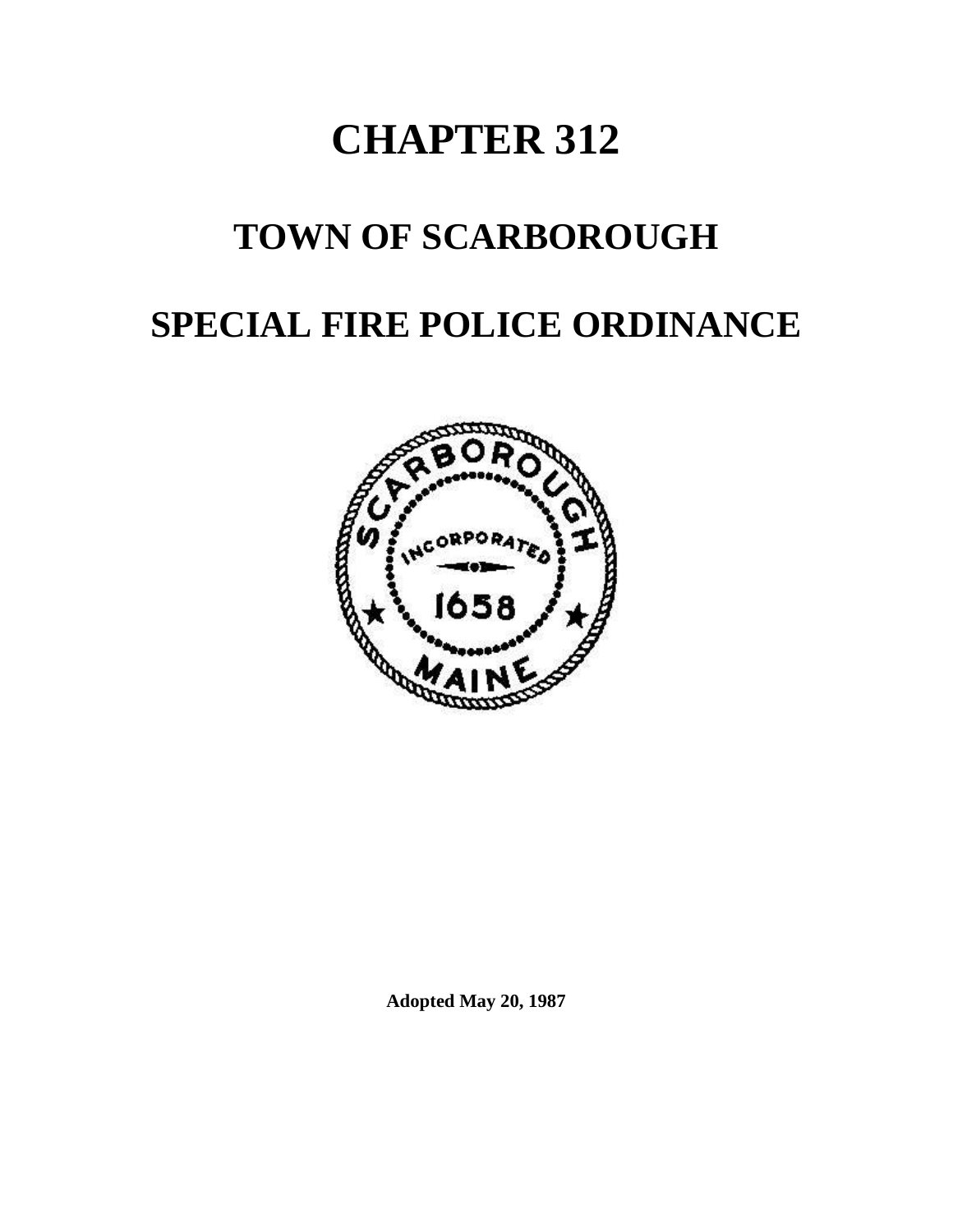# CHAPTER 312

# TOWN OF SCARBOROUGH

# SPECIAL FIRE POLICE ORDINANCE

**Adopted May 20, 1987**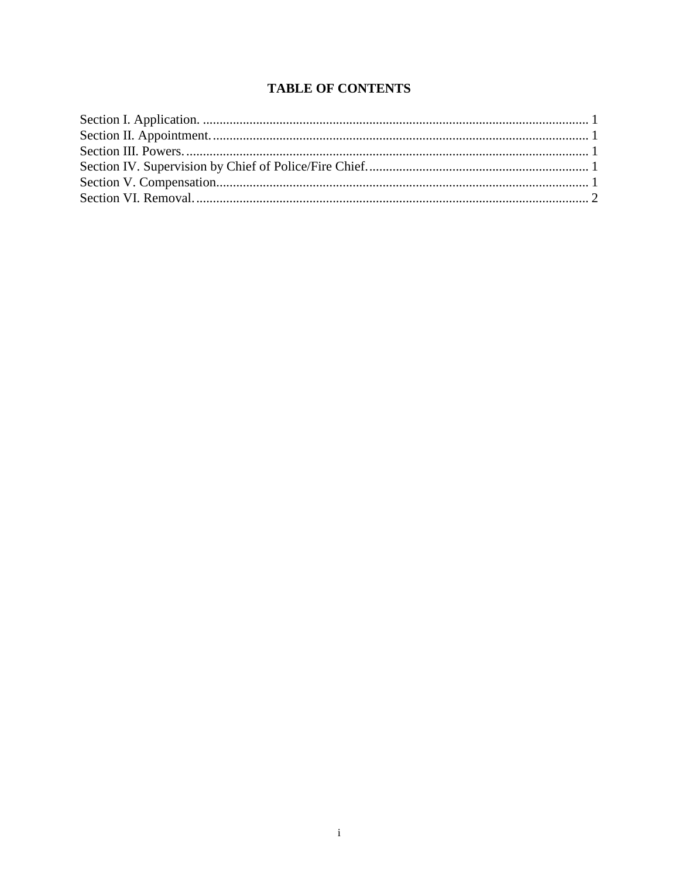# TABLE OF CONTENTS

Section I. Application. .................................................................................................................. 1
Section II. Appointment. ................................................................................................................ 1
Section III. Powers. ........................................................................................................................ 1
Section IV. Supervision by Chief of Police/Fire Chief. .................................................................. 1
Section V. Compensation................................................................................................................ 1
Section VI. Removal. ...................................................................................................................... 2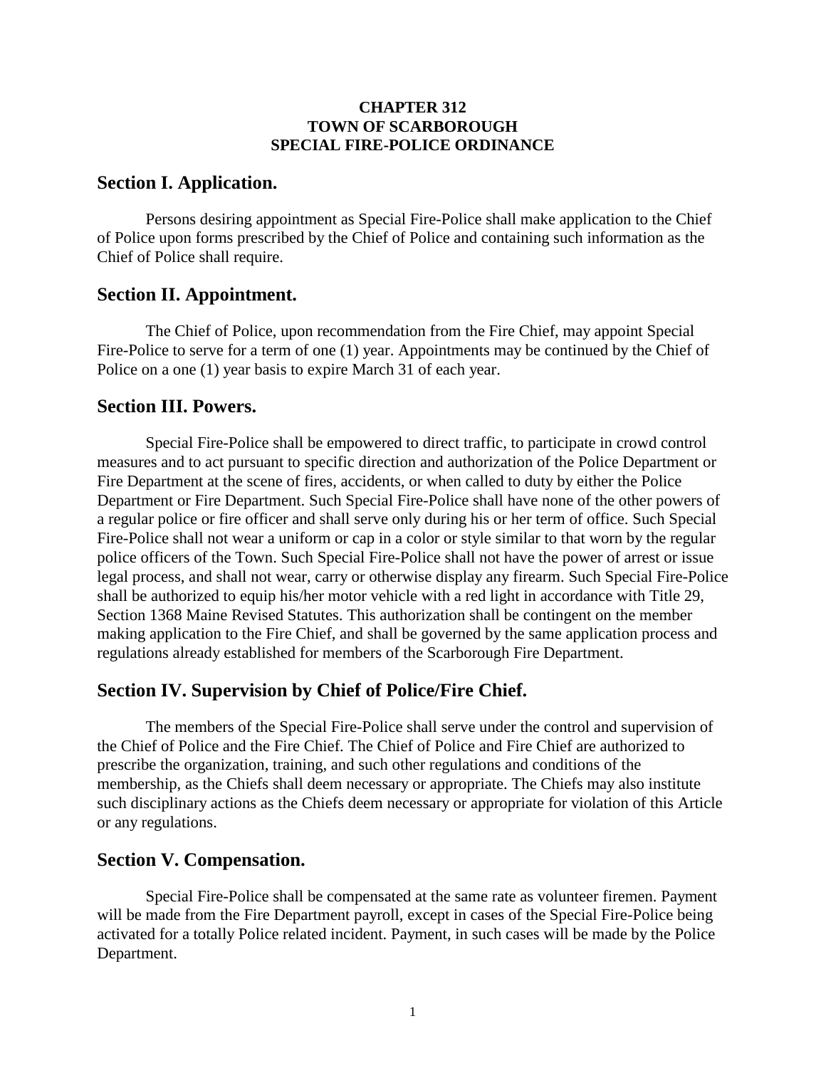**CHAPTER 312**
**TOWN OF SCARBOROUGH**
**SPECIAL FIRE-POLICE ORDINANCE**

## Section I. Application.

Persons desiring appointment as Special Fire-Police shall make application to the Chief of Police upon forms prescribed by the Chief of Police and containing such information as the Chief of Police shall require.

## Section II. Appointment.

The Chief of Police, upon recommendation from the Fire Chief, may appoint Special Fire-Police to serve for a term of one (1) year. Appointments may be continued by the Chief of Police on a one (1) year basis to expire March 31 of each year.

## Section III. Powers.

Special Fire-Police shall be empowered to direct traffic, to participate in crowd control measures and to act pursuant to specific direction and authorization of the Police Department or Fire Department at the scene of fires, accidents, or when called to duty by either the Police Department or Fire Department. Such Special Fire-Police shall have none of the other powers of a regular police or fire officer and shall serve only during his or her term of office. Such Special Fire-Police shall not wear a uniform or cap in a color or style similar to that worn by the regular police officers of the Town. Such Special Fire-Police shall not have the power of arrest or issue legal process, and shall not wear, carry or otherwise display any firearm. Such Special Fire-Police shall be authorized to equip his/her motor vehicle with a red light in accordance with Title 29, Section 1368 Maine Revised Statutes. This authorization shall be contingent on the member making application to the Fire Chief, and shall be governed by the same application process and regulations already established for members of the Scarborough Fire Department.

## Section IV. Supervision by Chief of Police/Fire Chief.

The members of the Special Fire-Police shall serve under the control and supervision of the Chief of Police and the Fire Chief. The Chief of Police and Fire Chief are authorized to prescribe the organization, training, and such other regulations and conditions of the membership, as the Chiefs shall deem necessary or appropriate. The Chiefs may also institute such disciplinary actions as the Chiefs deem necessary or appropriate for violation of this Article or any regulations.

## Section V. Compensation.

Special Fire-Police shall be compensated at the same rate as volunteer firemen. Payment will be made from the Fire Department payroll, except in cases of the Special Fire-Police being activated for a totally Police related incident. Payment, in such cases will be made by the Police Department.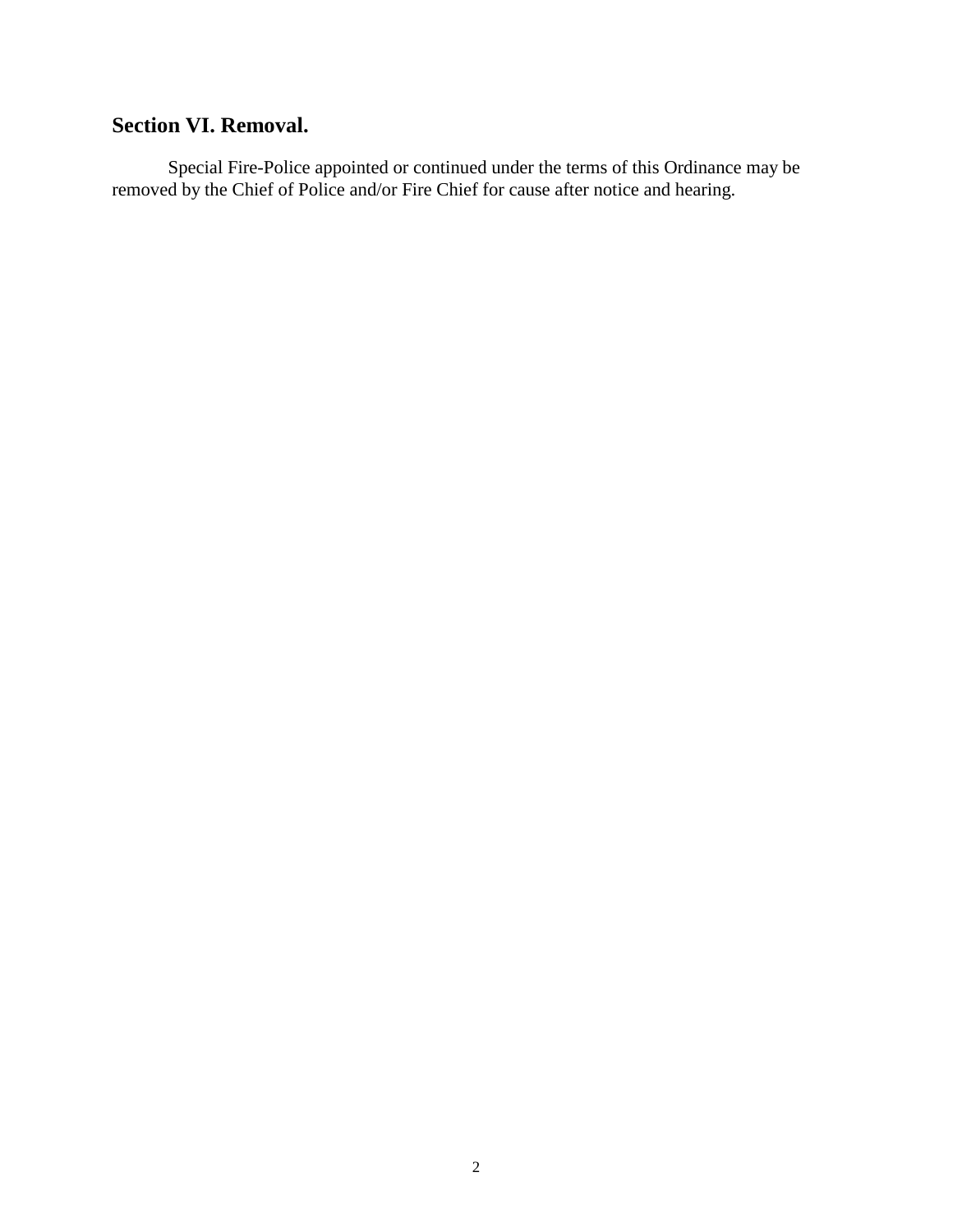## Section VI. Removal.

Special Fire-Police appointed or continued under the terms of this Ordinance may be removed by the Chief of Police and/or Fire Chief for cause after notice and hearing.